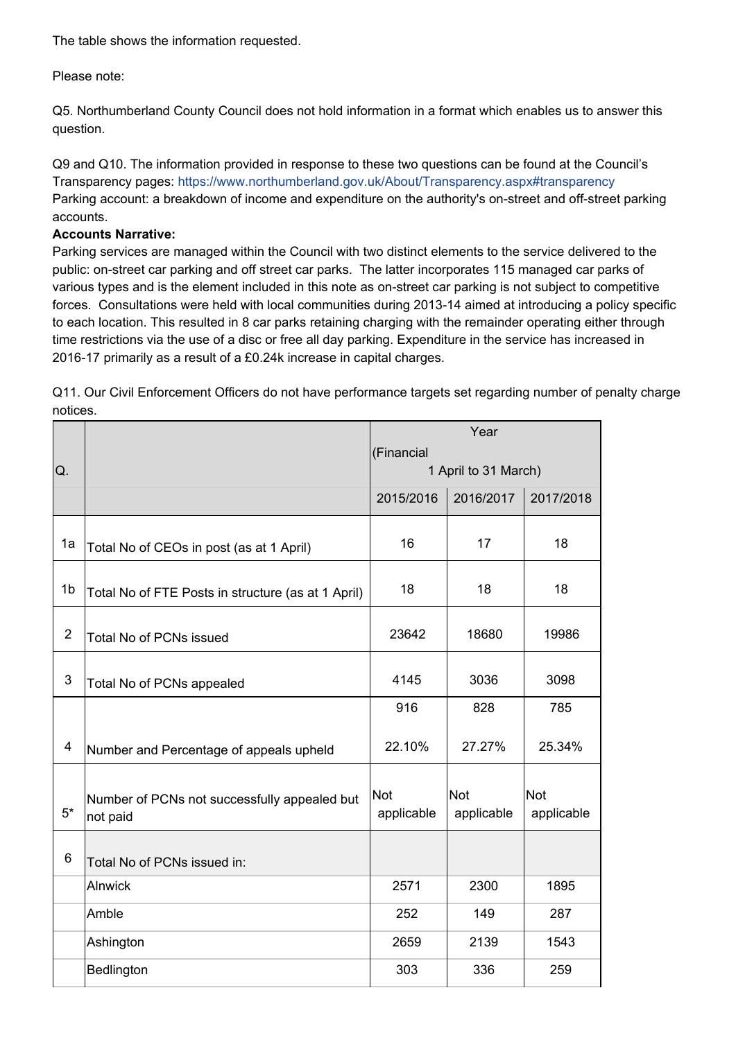The table shows the information requested.

Please note:

Q5. Northumberland County Council does not hold information in a format which enables us to answer this question.

Q9 and Q10. The information provided in response to these two questions can be found at the Council's Transparency pages: https://www.northumberland.gov.uk/About/Transparency.aspx#transparency
Parking account: a breakdown of income and expenditure on the authority's on-street and off-street parking accounts.

**Accounts Narrative:**
Parking services are managed within the Council with two distinct elements to the service delivered to the public: on-street car parking and off street car parks. The latter incorporates 115 managed car parks of various types and is the element included in this note as on-street car parking is not subject to competitive forces. Consultations were held with local communities during 2013-14 aimed at introducing a policy specific to each location. This resulted in 8 car parks retaining charging with the remainder operating either through time restrictions via the use of a disc or free all day parking. Expenditure in the service has increased in 2016-17 primarily as a result of a £0.24k increase in capital charges.

Q11. Our Civil Enforcement Officers do not have performance targets set regarding number of penalty charge notices.

| Q. | | Year (Financial 1 April to 31 March) | | |
|---|---|---|---|---|
| | | 2015/2016 | 2016/2017 | 2017/2018 |
| 1a | Total No of CEOs in post (as at 1 April) | 16 | 17 | 18 |
| 1b | Total No of FTE Posts in structure (as at 1 April) | 18 | 18 | 18 |
| 2 | Total No of PCNs issued | 23642 | 18680 | 19986 |
| 3 | Total No of PCNs appealed | 4145 | 3036 | 3098 |
| 4 | Number and Percentage of appeals upheld | 916<br>22.10% | 828<br>27.27% | 785<br>25.34% |
| 5* | Number of PCNs not successfully appealed but not paid | Not applicable | Not applicable | Not applicable |
| 6 | Total No of PCNs issued in: | | | |
| | Alnwick | 2571 | 2300 | 1895 |
| | Amble | 252 | 149 | 287 |
| | Ashington | 2659 | 2139 | 1543 |
| | Bedlington | 303 | 336 | 259 |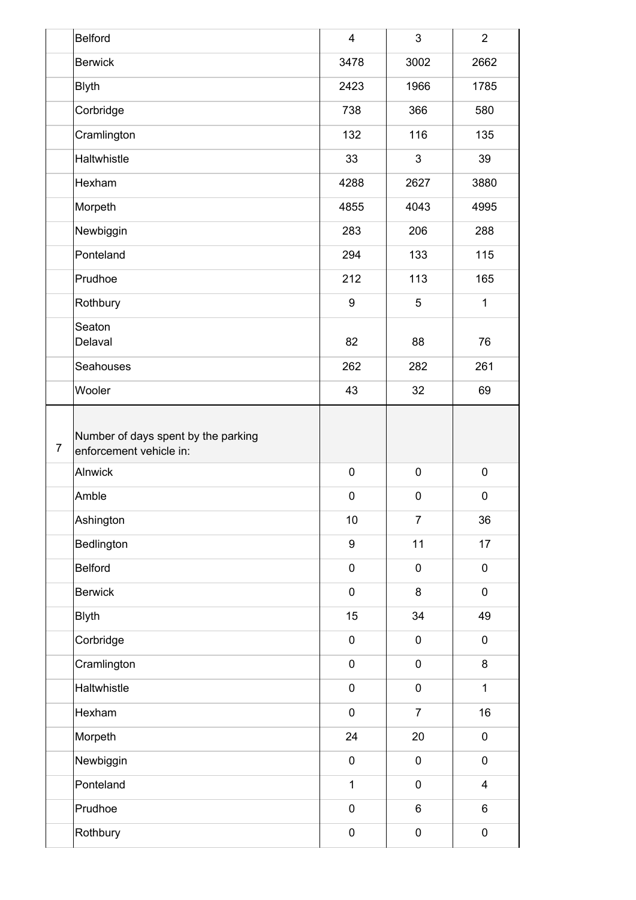| | | | | |
|---|---|---|---|---|
| | Belford | 4 | 3 | 2 |
| | Berwick | 3478 | 3002 | 2662 |
| | Blyth | 2423 | 1966 | 1785 |
| | Corbridge | 738 | 366 | 580 |
| | Cramlington | 132 | 116 | 135 |
| | Haltwhistle | 33 | 3 | 39 |
| | Hexham | 4288 | 2627 | 3880 |
| | Morpeth | 4855 | 4043 | 4995 |
| | Newbiggin | 283 | 206 | 288 |
| | Ponteland | 294 | 133 | 115 |
| | Prudhoe | 212 | 113 | 165 |
| | Rothbury | 9 | 5 | 1 |
| | Seaton Delaval | 82 | 88 | 76 |
| | Seahouses | 262 | 282 | 261 |
| | Wooler | 43 | 32 | 69 |
| 7 | Number of days spent by the parking enforcement vehicle in: | | | |
| | Alnwick | 0 | 0 | 0 |
| | Amble | 0 | 0 | 0 |
| | Ashington | 10 | 7 | 36 |
| | Bedlington | 9 | 11 | 17 |
| | Belford | 0 | 0 | 0 |
| | Berwick | 0 | 8 | 0 |
| | Blyth | 15 | 34 | 49 |
| | Corbridge | 0 | 0 | 0 |
| | Cramlington | 0 | 0 | 8 |
| | Haltwhistle | 0 | 0 | 1 |
| | Hexham | 0 | 7 | 16 |
| | Morpeth | 24 | 20 | 0 |
| | Newbiggin | 0 | 0 | 0 |
| | Ponteland | 1 | 0 | 4 |
| | Prudhoe | 0 | 6 | 6 |
| | Rothbury | 0 | 0 | 0 |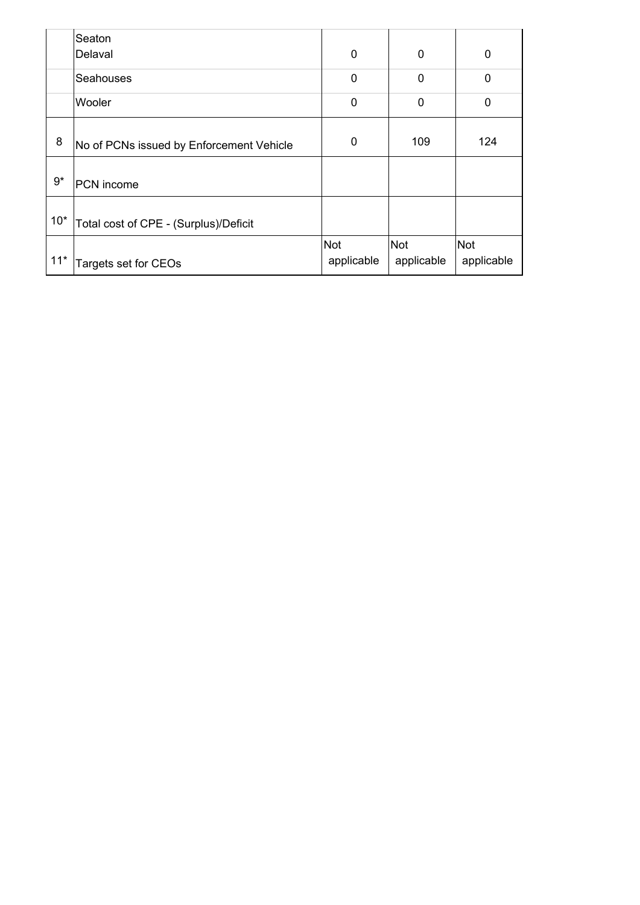| | | | | |
|---|---|---|---|---|
| | Seaton Delaval | 0 | 0 | 0 |
| | Seahouses | 0 | 0 | 0 |
| | Wooler | 0 | 0 | 0 |
| 8 | No of PCNs issued by Enforcement Vehicle | 0 | 109 | 124 |
| 9* | PCN income | | | |
| 10* | Total cost of CPE - (Surplus)/Deficit | | | |
| 11* | Targets set for CEOs | Not applicable | Not applicable | Not applicable |